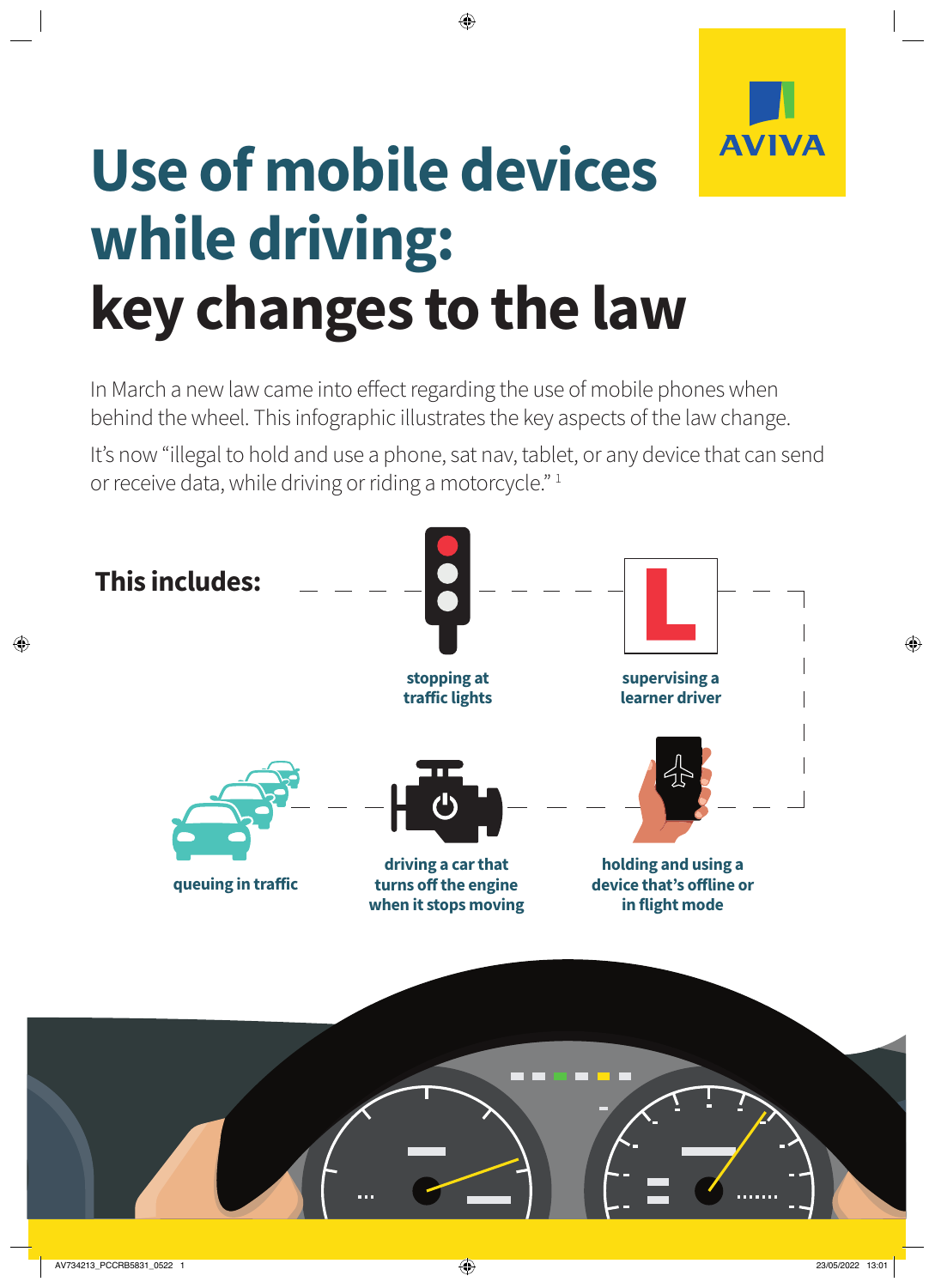AVIVA

# Use of mobile devices while driving: key changes to the law

In March a new law came into effect regarding the use of mobile phones when behind the wheel. This infographic illustrates the key aspects of the law change.

It's now "illegal to hold and use a phone, sat nav, tablet, or any device that can send or receive data, while driving or riding a motorcycle." [1]

**This includes:**

- stopping at traffic lights
- supervising a learner driver
- queuing in traffic
- driving a car that turns off the engine when it stops moving
- holding and using a device that's offline or in flight mode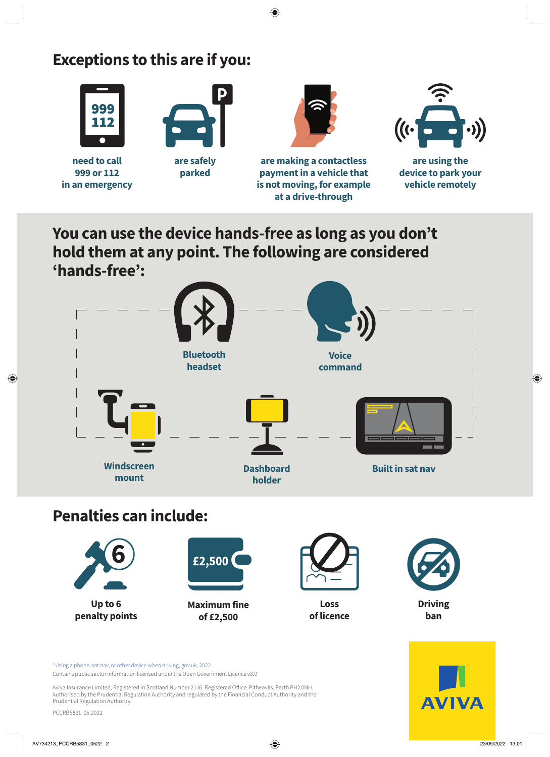## Exceptions to this are if you:

- need to call 999 or 112 in an emergency
- are safely parked
- are making a contactless payment in a vehicle that is not moving, for example at a drive-through
- are using the device to park your vehicle remotely

## You can use the device hands-free as long as you don't hold them at any point. The following are considered 'hands-free':

- Bluetooth headset
- Voice command
- Windscreen mount
- Dashboard holder
- Built in sat nav

## Penalties can include:

- Up to 6 penalty points
- Maximum fine of £2,500
- Loss of licence
- Driving ban

[1] Using a phone, sat nav, or other device when driving, gov.uk, 2022
Contains public sector information licensed under the Open Government Licence v3.0

Aviva Insurance Limited, Registered in Scotland Number 2116. Registered Office: Pitheavlis, Perth PH2 0NH. Authorised by the Prudential Regulation Authority and regulated by the Financial Conduct Authority and the Prudential Regulation Authority.

PCCRB5831 05.2022

AVIVA